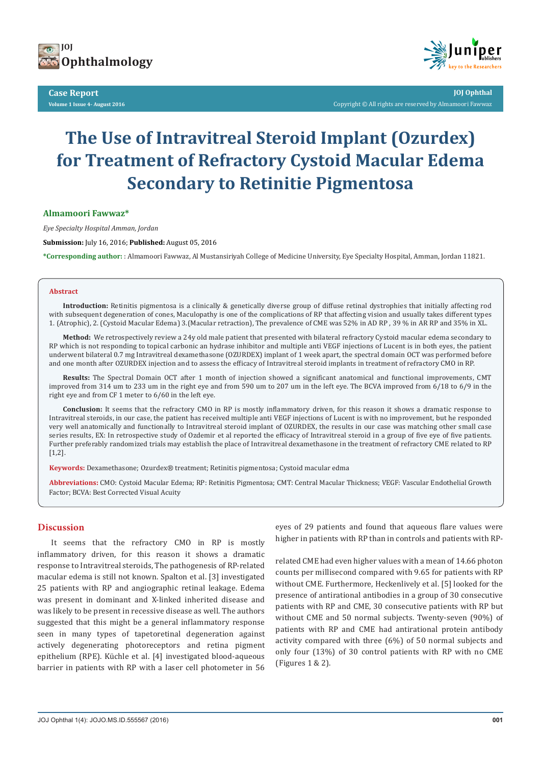Case Report

Volume 1 Issue 4- August 2016

Copyright © All rights are reserved by Almamoori Fawwaz

# The Use of Intravitreal Steroid Implant (Ozurdex) for Treatment of Refractory Cystoid Macular Edema Secondary to Retinitie Pigmentosa

**Almamoori Fawwaz***

*Eye Specialty Hospital Amman, Jordan*

**Submission:** July 16, 2016; **Published:** August 05, 2016

***Corresponding author:** : Almamoori Fawwaz, Al Mustansiriyah College of Medicine University, Eye Specialty Hospital, Amman, Jordan 11821.

## Abstract

**Introduction:** Retinitis pigmentosa is a clinically & genetically diverse group of diffuse retinal dystrophies that initially affecting rod with subsequent degeneration of cones, Maculopathy is one of the complications of RP that affecting vision and usually takes different types 1. (Atrophic), 2. (Cystoid Macular Edema) 3.(Macular retraction), The prevalence of CME was 52% in AD RP , 39 % in AR RP and 35% in XL.

**Method:** We retrospectively review a 24y old male patient that presented with bilateral refractory Cystoid macular edema secondary to RP which is not responding to topical carbonic an hydrase inhibitor and multiple anti VEGF injections of Lucent is in both eyes, the patient underwent bilateral 0.7 mg Intravitreal dexamethasone (OZURDEX) implant of 1 week apart, the spectral domain OCT was performed before and one month after OZURDEX injection and to assess the efficacy of Intravitreal steroid implants in treatment of refractory CMO in RP.

**Results:** The Spectral Domain OCT after 1 month of injection showed a significant anatomical and functional improvements, CMT improved from 314 um to 233 um in the right eye and from 590 um to 207 um in the left eye. The BCVA improved from 6/18 to 6/9 in the right eye and from CF 1 meter to 6/60 in the left eye.

**Conclusion:** It seems that the refractory CMO in RP is mostly inflammatory driven, for this reason it shows a dramatic response to Intravitreal steroids, in our case, the patient has received multiple anti VEGF injections of Lucent is with no improvement, but he responded very well anatomically and functionally to Intravitreal steroid implant of OZURDEX, the results in our case was matching other small case series results, EX: In retrospective study of Ozdemir et al reported the efficacy of Intravitreal steroid in a group of five eye of five patients. Further preferably randomized trials may establish the place of Intravitreal dexamethasone in the treatment of refractory CME related to RP [1,2].

**Keywords:** Dexamethasone; Ozurdex® treatment; Retinitis pigmentosa; Cystoid macular edma

**Abbreviations:** CMO: Cystoid Macular Edema; RP: Retinitis Pigmentosa; CMT: Central Macular Thickness; VEGF: Vascular Endothelial Growth Factor; BCVA: Best Corrected Visual Acuity

## Discussion

It seems that the refractory CMO in RP is mostly inflammatory driven, for this reason it shows a dramatic response to Intravitreal steroids, The pathogenesis of RP-related macular edema is still not known. Spalton et al. [3] investigated 25 patients with RP and angiographic retinal leakage. Edema was present in dominant and X-linked inherited disease and was likely to be present in recessive disease as well. The authors suggested that this might be a general inflammatory response seen in many types of tapetoretinal degeneration against actively degenerating photoreceptors and retina pigment epithelium (RPE). Küchle et al. [4] investigated blood-aqueous barrier in patients with RP with a laser cell photometer in 56 eyes of 29 patients and found that aqueous flare values were higher in patients with RP than in controls and patients with RP-related CME had even higher values with a mean of 14.66 photon counts per millisecond compared with 9.65 for patients with RP without CME. Furthermore, Heckenlively et al. [5] looked for the presence of antirational antibodies in a group of 30 consecutive patients with RP and CME, 30 consecutive patients with RP but without CME and 50 normal subjects. Twenty-seven (90%) of patients with RP and CME had antirational protein antibody activity compared with three (6%) of 50 normal subjects and only four (13%) of 30 control patients with RP with no CME (Figures 1 & 2).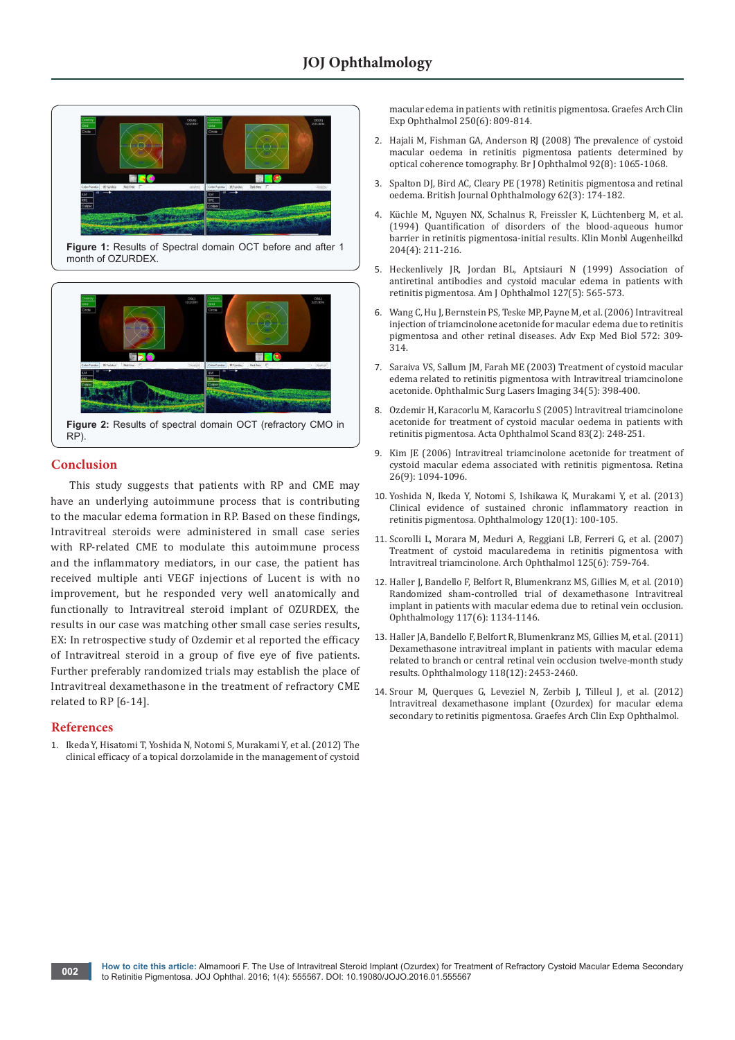Figure 1: Results of Spectral domain OCT before and after 1 month of OZURDEX.

Figure 2: Results of spectral domain OCT (refractory CMO in RP).

## Conclusion

This study suggests that patients with RP and CME may have an underlying autoimmune process that is contributing to the macular edema formation in RP. Based on these findings, Intravitreal steroids were administered in small case series with RP-related CME to modulate this autoimmune process and the inflammatory mediators, in our case, the patient has received multiple anti VEGF injections of Lucent is with no improvement, but he responded very well anatomically and functionally to Intravitreal steroid implant of OZURDEX, the results in our case was matching other small case series results, EX: In retrospective study of Ozdemir et al reported the efficacy of Intravitreal steroid in a group of five eye of five patients. Further preferably randomized trials may establish the place of Intravitreal dexamethasone in the treatment of refractory CME related to RP [6-14].

## References

1. Ikeda Y, Hisatomi T, Yoshida N, Notomi S, Murakami Y, et al. (2012) The clinical efficacy of a topical dorzolamide in the management of cystoid macular edema in patients with retinitis pigmentosa. Graefes Arch Clin Exp Ophthalmol 250(6): 809-814.
2. Hajali M, Fishman GA, Anderson RJ (2008) The prevalence of cystoid macular oedema in retinitis pigmentosa patients determined by optical coherence tomography. Br J Ophthalmol 92(8): 1065-1068.
3. Spalton DJ, Bird AC, Cleary PE (1978) Retinitis pigmentosa and retinal oedema. British Journal Ophthalmology 62(3): 174-182.
4. Küchle M, Nguyen NX, Schalnus R, Freissler K, Lüchtenberg M, et al. (1994) Quantification of disorders of the blood-aqueous humor barrier in retinitis pigmentosa-initial results. Klin Monbl Augenheilkd 204(4): 211-216.
5. Heckenlively JR, Jordan BL, Aptsiauri N (1999) Association of antiretinal antibodies and cystoid macular edema in patients with retinitis pigmentosa. Am J Ophthalmol 127(5): 565-573.
6. Wang C, Hu J, Bernstein PS, Teske MP, Payne M, et al. (2006) Intravitreal injection of triamcinolone acetonide for macular edema due to retinitis pigmentosa and other retinal diseases. Adv Exp Med Biol 572: 309-314.
7. Saraiva VS, Sallum JM, Farah ME (2003) Treatment of cystoid macular edema related to retinitis pigmentosa with Intravitreal triamcinolone acetonide. Ophthalmic Surg Lasers Imaging 34(5): 398-400.
8. Ozdemir H, Karacorlu M, Karacorlu S (2005) Intravitreal triamcinolone acetonide for treatment of cystoid macular oedema in patients with retinitis pigmentosa. Acta Ophthalmol Scand 83(2): 248-251.
9. Kim JE (2006) Intravitreal triamcinolone acetonide for treatment of cystoid macular edema associated with retinitis pigmentosa. Retina 26(9): 1094-1096.
10. Yoshida N, Ikeda Y, Notomi S, Ishikawa K, Murakami Y, et al. (2013) Clinical evidence of sustained chronic inflammatory reaction in retinitis pigmentosa. Ophthalmology 120(1): 100-105.
11. Scorolli L, Morara M, Meduri A, Reggiani LB, Ferreri G, et al. (2007) Treatment of cystoid macularedema in retinitis pigmentosa with Intravitreal triamcinolone. Arch Ophthalmol 125(6): 759-764.
12. Haller J, Bandello F, Belfort R, Blumenkranz MS, Gillies M, et al. (2010) Randomized sham-controlled trial of dexamethasone Intravitreal implant in patients with macular edema due to retinal vein occlusion. Ophthalmology 117(6): 1134-1146.
13. Haller JA, Bandello F, Belfort R, Blumenkranz MS, Gillies M, et al. (2011) Dexamethasone intravitreal implant in patients with macular edema related to branch or central retinal vein occlusion twelve-month study results. Ophthalmology 118(12): 2453-2460.
14. Srour M, Querques G, Leveziel N, Zerbib J, Tilleul J, et al. (2012) Intravitreal dexamethasone implant (Ozurdex) for macular edema secondary to retinitis pigmentosa. Graefes Arch Clin Exp Ophthalmol.

**How to cite this article:** Almamoori F. The Use of Intravitreal Steroid Implant (Ozurdex) for Treatment of Refractory Cystoid Macular Edema Secondary to Retinitie Pigmentosa. JOJ Ophthal. 2016; 1(4): 555567. DOI: 10.19080/JOJO.2016.01.555567